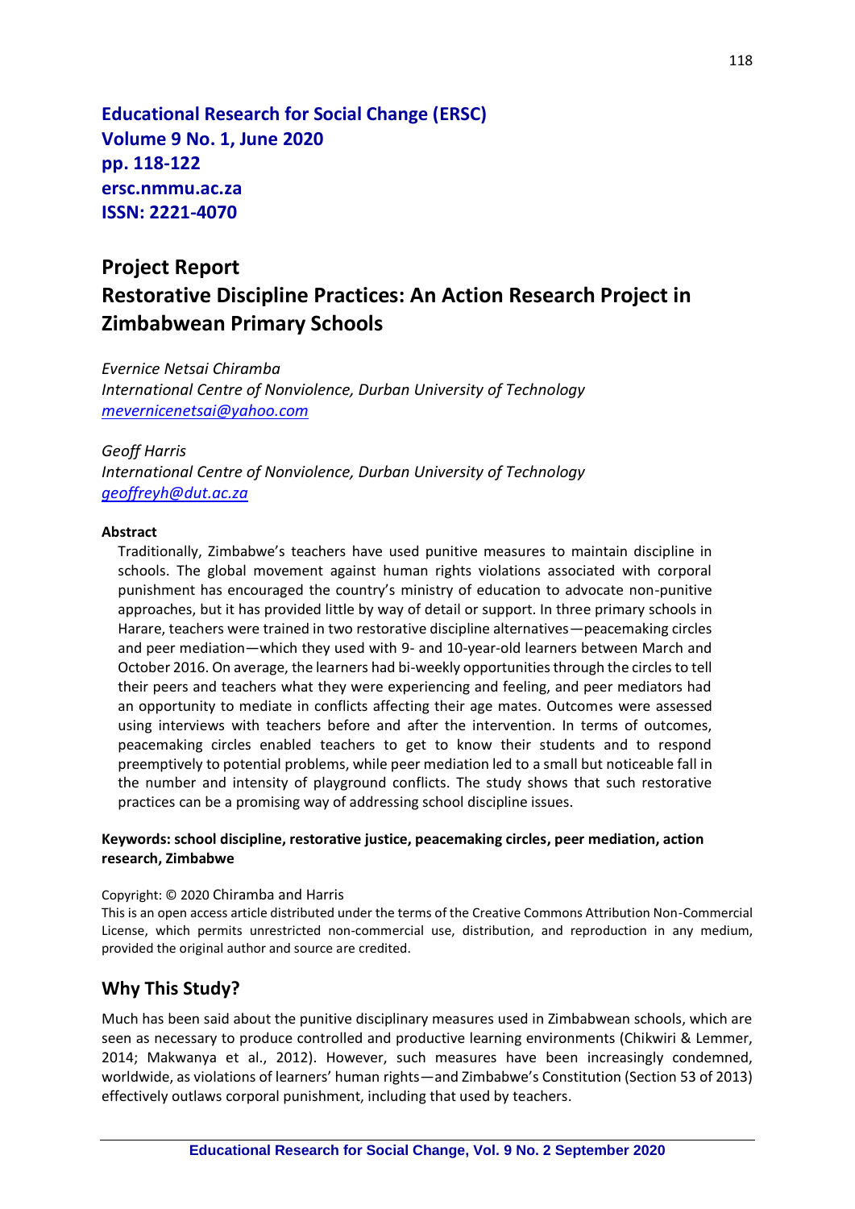**Educational Research for Social Change (ERSC)**
**Volume 9 No. 1, June 2020**
**pp. 118-122**
**ersc.nmmu.ac.za**
**ISSN: 2221-4070**

# Project Report
# Restorative Discipline Practices: An Action Research Project in Zimbabwean Primary Schools

*Evernice Netsai Chiramba*
*International Centre of Nonviolence, Durban University of Technology*
*mevernicenetsai@yahoo.com*

*Geoff Harris*
*International Centre of Nonviolence, Durban University of Technology*
*geoffreyh@dut.ac.za*

**Abstract**

Traditionally, Zimbabwe's teachers have used punitive measures to maintain discipline in schools. The global movement against human rights violations associated with corporal punishment has encouraged the country's ministry of education to advocate non-punitive approaches, but it has provided little by way of detail or support. In three primary schools in Harare, teachers were trained in two restorative discipline alternatives—peacemaking circles and peer mediation—which they used with 9- and 10-year-old learners between March and October 2016. On average, the learners had bi-weekly opportunities through the circles to tell their peers and teachers what they were experiencing and feeling, and peer mediators had an opportunity to mediate in conflicts affecting their age mates. Outcomes were assessed using interviews with teachers before and after the intervention. In terms of outcomes, peacemaking circles enabled teachers to get to know their students and to respond preemptively to potential problems, while peer mediation led to a small but noticeable fall in the number and intensity of playground conflicts. The study shows that such restorative practices can be a promising way of addressing school discipline issues.

**Keywords: school discipline, restorative justice, peacemaking circles, peer mediation, action research, Zimbabwe**

Copyright: © 2020 Chiramba and Harris
This is an open access article distributed under the terms of the Creative Commons Attribution Non-Commercial License, which permits unrestricted non-commercial use, distribution, and reproduction in any medium, provided the original author and source are credited.

## Why This Study?

Much has been said about the punitive disciplinary measures used in Zimbabwean schools, which are seen as necessary to produce controlled and productive learning environments (Chikwiri & Lemmer, 2014; Makwanya et al., 2012). However, such measures have been increasingly condemned, worldwide, as violations of learners' human rights—and Zimbabwe's Constitution (Section 53 of 2013) effectively outlaws corporal punishment, including that used by teachers.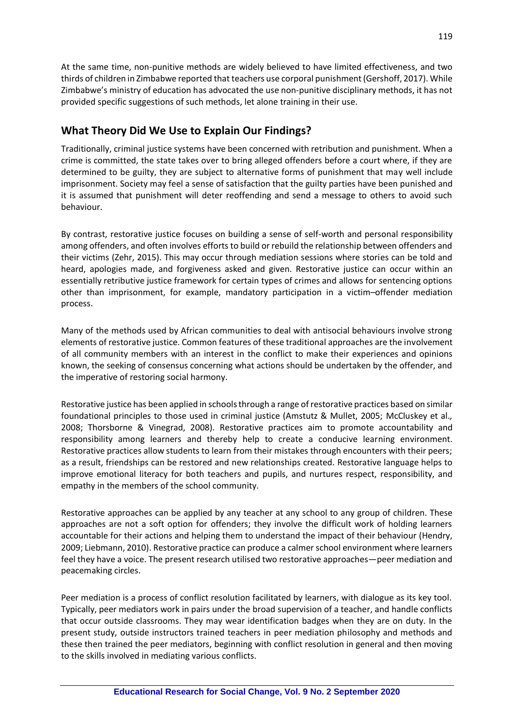At the same time, non-punitive methods are widely believed to have limited effectiveness, and two thirds of children in Zimbabwe reported that teachers use corporal punishment (Gershoff, 2017). While Zimbabwe's ministry of education has advocated the use non-punitive disciplinary methods, it has not provided specific suggestions of such methods, let alone training in their use.

## What Theory Did We Use to Explain Our Findings?

Traditionally, criminal justice systems have been concerned with retribution and punishment. When a crime is committed, the state takes over to bring alleged offenders before a court where, if they are determined to be guilty, they are subject to alternative forms of punishment that may well include imprisonment. Society may feel a sense of satisfaction that the guilty parties have been punished and it is assumed that punishment will deter reoffending and send a message to others to avoid such behaviour.

By contrast, restorative justice focuses on building a sense of self-worth and personal responsibility among offenders, and often involves efforts to build or rebuild the relationship between offenders and their victims (Zehr, 2015). This may occur through mediation sessions where stories can be told and heard, apologies made, and forgiveness asked and given. Restorative justice can occur within an essentially retributive justice framework for certain types of crimes and allows for sentencing options other than imprisonment, for example, mandatory participation in a victim–offender mediation process.

Many of the methods used by African communities to deal with antisocial behaviours involve strong elements of restorative justice. Common features of these traditional approaches are the involvement of all community members with an interest in the conflict to make their experiences and opinions known, the seeking of consensus concerning what actions should be undertaken by the offender, and the imperative of restoring social harmony.

Restorative justice has been applied in schools through a range of restorative practices based on similar foundational principles to those used in criminal justice (Amstutz & Mullet, 2005; McCluskey et al., 2008; Thorsborne & Vinegrad, 2008). Restorative practices aim to promote accountability and responsibility among learners and thereby help to create a conducive learning environment. Restorative practices allow students to learn from their mistakes through encounters with their peers; as a result, friendships can be restored and new relationships created. Restorative language helps to improve emotional literacy for both teachers and pupils, and nurtures respect, responsibility, and empathy in the members of the school community.

Restorative approaches can be applied by any teacher at any school to any group of children. These approaches are not a soft option for offenders; they involve the difficult work of holding learners accountable for their actions and helping them to understand the impact of their behaviour (Hendry, 2009; Liebmann, 2010). Restorative practice can produce a calmer school environment where learners feel they have a voice. The present research utilised two restorative approaches—peer mediation and peacemaking circles.

Peer mediation is a process of conflict resolution facilitated by learners, with dialogue as its key tool. Typically, peer mediators work in pairs under the broad supervision of a teacher, and handle conflicts that occur outside classrooms. They may wear identification badges when they are on duty. In the present study, outside instructors trained teachers in peer mediation philosophy and methods and these then trained the peer mediators, beginning with conflict resolution in general and then moving to the skills involved in mediating various conflicts.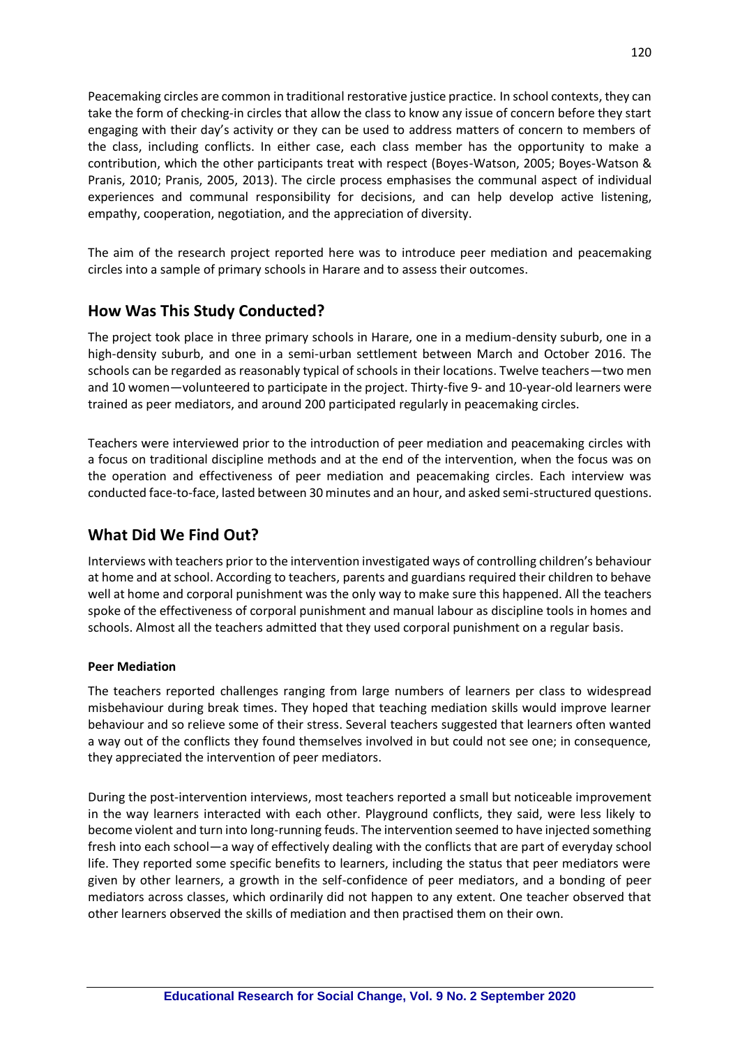Peacemaking circles are common in traditional restorative justice practice. In school contexts, they can take the form of checking-in circles that allow the class to know any issue of concern before they start engaging with their day's activity or they can be used to address matters of concern to members of the class, including conflicts. In either case, each class member has the opportunity to make a contribution, which the other participants treat with respect (Boyes-Watson, 2005; Boyes-Watson & Pranis, 2010; Pranis, 2005, 2013). The circle process emphasises the communal aspect of individual experiences and communal responsibility for decisions, and can help develop active listening, empathy, cooperation, negotiation, and the appreciation of diversity.

The aim of the research project reported here was to introduce peer mediation and peacemaking circles into a sample of primary schools in Harare and to assess their outcomes.

## How Was This Study Conducted?

The project took place in three primary schools in Harare, one in a medium-density suburb, one in a high-density suburb, and one in a semi-urban settlement between March and October 2016. The schools can be regarded as reasonably typical of schools in their locations. Twelve teachers—two men and 10 women—volunteered to participate in the project. Thirty-five 9- and 10-year-old learners were trained as peer mediators, and around 200 participated regularly in peacemaking circles.

Teachers were interviewed prior to the introduction of peer mediation and peacemaking circles with a focus on traditional discipline methods and at the end of the intervention, when the focus was on the operation and effectiveness of peer mediation and peacemaking circles. Each interview was conducted face-to-face, lasted between 30 minutes and an hour, and asked semi-structured questions.

## What Did We Find Out?

Interviews with teachers prior to the intervention investigated ways of controlling children's behaviour at home and at school. According to teachers, parents and guardians required their children to behave well at home and corporal punishment was the only way to make sure this happened. All the teachers spoke of the effectiveness of corporal punishment and manual labour as discipline tools in homes and schools. Almost all the teachers admitted that they used corporal punishment on a regular basis.

#### Peer Mediation

The teachers reported challenges ranging from large numbers of learners per class to widespread misbehaviour during break times. They hoped that teaching mediation skills would improve learner behaviour and so relieve some of their stress. Several teachers suggested that learners often wanted a way out of the conflicts they found themselves involved in but could not see one; in consequence, they appreciated the intervention of peer mediators.

During the post-intervention interviews, most teachers reported a small but noticeable improvement in the way learners interacted with each other. Playground conflicts, they said, were less likely to become violent and turn into long-running feuds. The intervention seemed to have injected something fresh into each school—a way of effectively dealing with the conflicts that are part of everyday school life. They reported some specific benefits to learners, including the status that peer mediators were given by other learners, a growth in the self-confidence of peer mediators, and a bonding of peer mediators across classes, which ordinarily did not happen to any extent. One teacher observed that other learners observed the skills of mediation and then practised them on their own.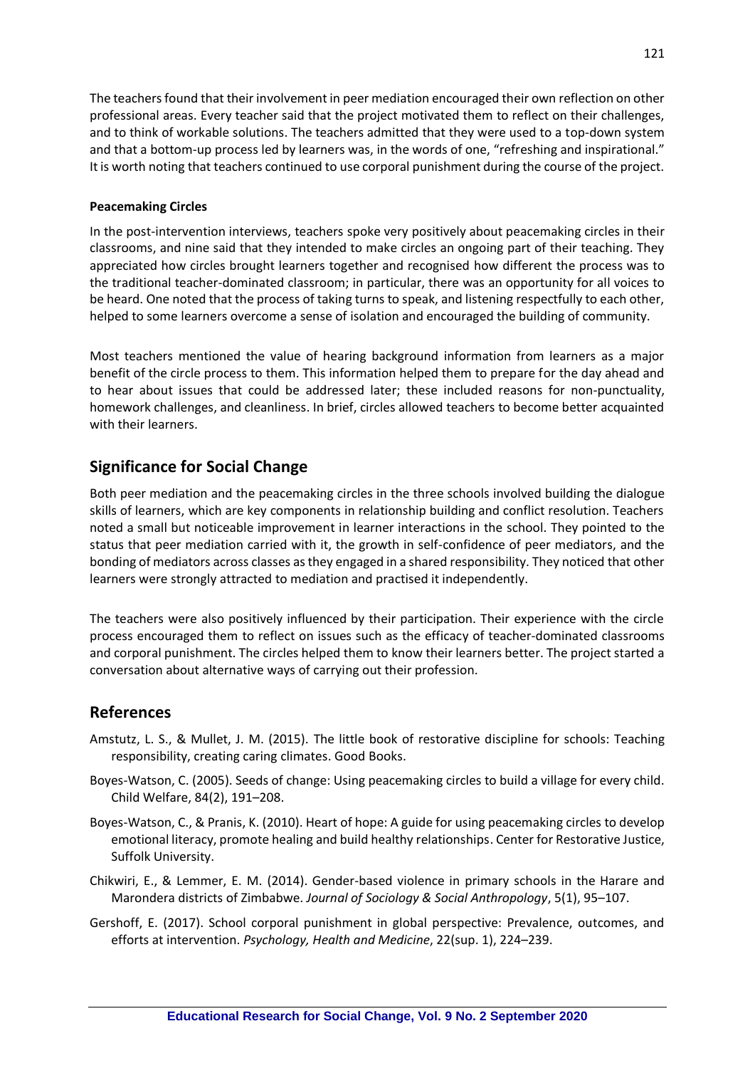The teachers found that their involvement in peer mediation encouraged their own reflection on other professional areas. Every teacher said that the project motivated them to reflect on their challenges, and to think of workable solutions. The teachers admitted that they were used to a top-down system and that a bottom-up process led by learners was, in the words of one, "refreshing and inspirational." It is worth noting that teachers continued to use corporal punishment during the course of the project.

### Peacemaking Circles

In the post-intervention interviews, teachers spoke very positively about peacemaking circles in their classrooms, and nine said that they intended to make circles an ongoing part of their teaching. They appreciated how circles brought learners together and recognised how different the process was to the traditional teacher-dominated classroom; in particular, there was an opportunity for all voices to be heard. One noted that the process of taking turns to speak, and listening respectfully to each other, helped to some learners overcome a sense of isolation and encouraged the building of community.

Most teachers mentioned the value of hearing background information from learners as a major benefit of the circle process to them. This information helped them to prepare for the day ahead and to hear about issues that could be addressed later; these included reasons for non-punctuality, homework challenges, and cleanliness. In brief, circles allowed teachers to become better acquainted with their learners.

## Significance for Social Change

Both peer mediation and the peacemaking circles in the three schools involved building the dialogue skills of learners, which are key components in relationship building and conflict resolution. Teachers noted a small but noticeable improvement in learner interactions in the school. They pointed to the status that peer mediation carried with it, the growth in self-confidence of peer mediators, and the bonding of mediators across classes as they engaged in a shared responsibility. They noticed that other learners were strongly attracted to mediation and practised it independently.

The teachers were also positively influenced by their participation. Their experience with the circle process encouraged them to reflect on issues such as the efficacy of teacher-dominated classrooms and corporal punishment. The circles helped them to know their learners better. The project started a conversation about alternative ways of carrying out their profession.

## References

Amstutz, L. S., & Mullet, J. M. (2015). The little book of restorative discipline for schools: Teaching responsibility, creating caring climates. Good Books.

Boyes-Watson, C. (2005). Seeds of change: Using peacemaking circles to build a village for every child. Child Welfare, 84(2), 191–208.

Boyes-Watson, C., & Pranis, K. (2010). Heart of hope: A guide for using peacemaking circles to develop emotional literacy, promote healing and build healthy relationships. Center for Restorative Justice, Suffolk University.

Chikwiri, E., & Lemmer, E. M. (2014). Gender-based violence in primary schools in the Harare and Marondera districts of Zimbabwe. *Journal of Sociology & Social Anthropology*, 5(1), 95–107.

Gershoff, E. (2017). School corporal punishment in global perspective: Prevalence, outcomes, and efforts at intervention. *Psychology, Health and Medicine*, 22(sup. 1), 224–239.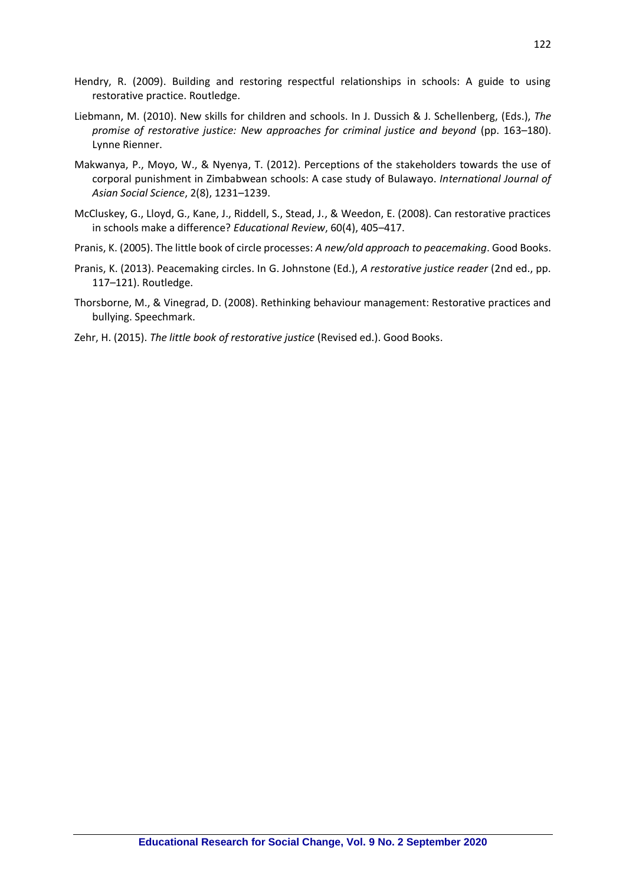Hendry, R. (2009). Building and restoring respectful relationships in schools: A guide to using restorative practice. Routledge.

Liebmann, M. (2010). New skills for children and schools. In J. Dussich & J. Schellenberg, (Eds.), *The promise of restorative justice: New approaches for criminal justice and beyond* (pp. 163–180). Lynne Rienner.

Makwanya, P., Moyo, W., & Nyenya, T. (2012). Perceptions of the stakeholders towards the use of corporal punishment in Zimbabwean schools: A case study of Bulawayo. *International Journal of Asian Social Science*, 2(8), 1231–1239.

McCluskey, G., Lloyd, G., Kane, J., Riddell, S., Stead, J., & Weedon, E. (2008). Can restorative practices in schools make a difference? *Educational Review*, 60(4), 405–417.

Pranis, K. (2005). The little book of circle processes: *A new/old approach to peacemaking*. Good Books.

Pranis, K. (2013). Peacemaking circles. In G. Johnstone (Ed.), *A restorative justice reader* (2nd ed., pp. 117–121). Routledge.

Thorsborne, M., & Vinegrad, D. (2008). Rethinking behaviour management: Restorative practices and bullying. Speechmark.

Zehr, H. (2015). *The little book of restorative justice* (Revised ed.). Good Books.